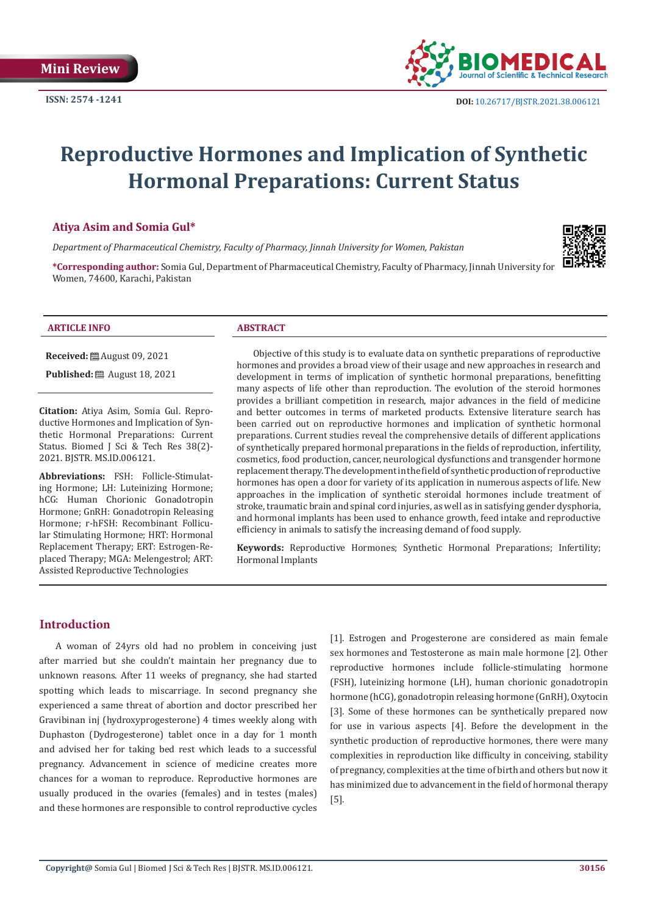Mini Review

ISSN: 2574 -1241

DOI: 10.26717/BJSTR.2021.38.006121

# Reproductive Hormones and Implication of Synthetic Hormonal Preparations: Current Status

**Atiya Asim and Somia Gul***

*Department of Pharmaceutical Chemistry, Faculty of Pharmacy, Jinnah University for Women, Pakistan*

***Corresponding author:** Somia Gul, Department of Pharmaceutical Chemistry, Faculty of Pharmacy, Jinnah University for Women, 74600, Karachi, Pakistan

## ARTICLE INFO

**Received:** August 09, 2021

**Published:** August 18, 2021

**Citation:** Atiya Asim, Somia Gul. Reproductive Hormones and Implication of Synthetic Hormonal Preparations: Current Status. Biomed J Sci & Tech Res 38(2)-2021. BJSTR. MS.ID.006121.

**Abbreviations:** FSH: Follicle-Stimulating Hormone; LH: Luteinizing Hormone; hCG: Human Chorionic Gonadotropin Hormone; GnRH: Gonadotropin Releasing Hormone; r-hFSH: Recombinant Follicular Stimulating Hormone; HRT: Hormonal Replacement Therapy; ERT: Estrogen-Replaced Therapy; MGA: Melengestrol; ART: Assisted Reproductive Technologies

## ABSTRACT

Objective of this study is to evaluate data on synthetic preparations of reproductive hormones and provides a broad view of their usage and new approaches in research and development in terms of implication of synthetic hormonal preparations, benefitting many aspects of life other than reproduction. The evolution of the steroid hormones provides a brilliant competition in research, major advances in the field of medicine and better outcomes in terms of marketed products. Extensive literature search has been carried out on reproductive hormones and implication of synthetic hormonal preparations. Current studies reveal the comprehensive details of different applications of synthetically prepared hormonal preparations in the fields of reproduction, infertility, cosmetics, food production, cancer, neurological dysfunctions and transgender hormone replacement therapy. The development in the field of synthetic production of reproductive hormones has open a door for variety of its application in numerous aspects of life. New approaches in the implication of synthetic steroidal hormones include treatment of stroke, traumatic brain and spinal cord injuries, as well as in satisfying gender dysphoria, and hormonal implants has been used to enhance growth, feed intake and reproductive efficiency in animals to satisfy the increasing demand of food supply.

**Keywords:** Reproductive Hormones; Synthetic Hormonal Preparations; Infertility; Hormonal Implants

## Introduction

A woman of 24yrs old had no problem in conceiving just after married but she couldn't maintain her pregnancy due to unknown reasons. After 11 weeks of pregnancy, she had started spotting which leads to miscarriage. In second pregnancy she experienced a same threat of abortion and doctor prescribed her Gravibinan inj (hydroxyprogesterone) 4 times weekly along with Duphaston (Dydrogesterone) tablet once in a day for 1 month and advised her for taking bed rest which leads to a successful pregnancy. Advancement in science of medicine creates more chances for a woman to reproduce. Reproductive hormones are usually produced in the ovaries (females) and in testes (males) and these hormones are responsible to control reproductive cycles [1]. Estrogen and Progesterone are considered as main female sex hormones and Testosterone as main male hormone [2]. Other reproductive hormones include follicle-stimulating hormone (FSH), luteinizing hormone (LH), human chorionic gonadotropin hormone (hCG), gonadotropin releasing hormone (GnRH), Oxytocin [3]. Some of these hormones can be synthetically prepared now for use in various aspects [4]. Before the development in the synthetic production of reproductive hormones, there were many complexities in reproduction like difficulty in conceiving, stability of pregnancy, complexities at the time of birth and others but now it has minimized due to advancement in the field of hormonal therapy [5].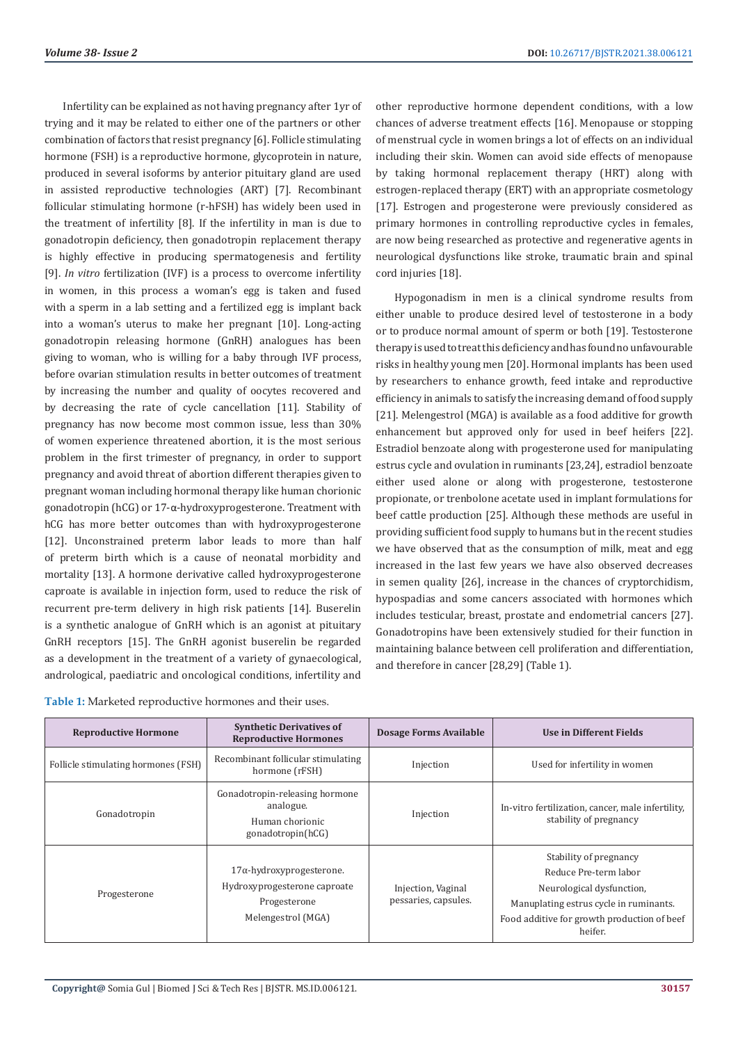Infertility can be explained as not having pregnancy after 1yr of trying and it may be related to either one of the partners or other combination of factors that resist pregnancy [6]. Follicle stimulating hormone (FSH) is a reproductive hormone, glycoprotein in nature, produced in several isoforms by anterior pituitary gland are used in assisted reproductive technologies (ART) [7]. Recombinant follicular stimulating hormone (r-hFSH) has widely been used in the treatment of infertility [8]. If the infertility in man is due to gonadotropin deficiency, then gonadotropin replacement therapy is highly effective in producing spermatogenesis and fertility [9]. *In vitro* fertilization (IVF) is a process to overcome infertility in women, in this process a woman's egg is taken and fused with a sperm in a lab setting and a fertilized egg is implant back into a woman's uterus to make her pregnant [10]. Long-acting gonadotropin releasing hormone (GnRH) analogues has been giving to woman, who is willing for a baby through IVF process, before ovarian stimulation results in better outcomes of treatment by increasing the number and quality of oocytes recovered and by decreasing the rate of cycle cancellation [11]. Stability of pregnancy has now become most common issue, less than 30% of women experience threatened abortion, it is the most serious problem in the first trimester of pregnancy, in order to support pregnancy and avoid threat of abortion different therapies given to pregnant woman including hormonal therapy like human chorionic gonadotropin (hCG) or 17-α-hydroxyprogesterone. Treatment with hCG has more better outcomes than with hydroxyprogesterone [12]. Unconstrained preterm labor leads to more than half of preterm birth which is a cause of neonatal morbidity and mortality [13]. A hormone derivative called hydroxyprogesterone caproate is available in injection form, used to reduce the risk of recurrent pre-term delivery in high risk patients [14]. Buserelin is a synthetic analogue of GnRH which is an agonist at pituitary GnRH receptors [15]. The GnRH agonist buserelin be regarded as a development in the treatment of a variety of gynaecological, andrological, paediatric and oncological conditions, infertility and other reproductive hormone dependent conditions, with a low chances of adverse treatment effects [16]. Menopause or stopping of menstrual cycle in women brings a lot of effects on an individual including their skin. Women can avoid side effects of menopause by taking hormonal replacement therapy (HRT) along with estrogen-replaced therapy (ERT) with an appropriate cosmetology [17]. Estrogen and progesterone were previously considered as primary hormones in controlling reproductive cycles in females, are now being researched as protective and regenerative agents in neurological dysfunctions like stroke, traumatic brain and spinal cord injuries [18].

Hypogonadism in men is a clinical syndrome results from either unable to produce desired level of testosterone in a body or to produce normal amount of sperm or both [19]. Testosterone therapy is used to treat this deficiency and has found no unfavourable risks in healthy young men [20]. Hormonal implants has been used by researchers to enhance growth, feed intake and reproductive efficiency in animals to satisfy the increasing demand of food supply [21]. Melengestrol (MGA) is available as a food additive for growth enhancement but approved only for used in beef heifers [22]. Estradiol benzoate along with progesterone used for manipulating estrus cycle and ovulation in ruminants [23,24], estradiol benzoate either used alone or along with progesterone, testosterone propionate, or trenbolone acetate used in implant formulations for beef cattle production [25]. Although these methods are useful in providing sufficient food supply to humans but in the recent studies we have observed that as the consumption of milk, meat and egg increased in the last few years we have also observed decreases in semen quality [26], increase in the chances of cryptorchidism, hypospadias and some cancers associated with hormones which includes testicular, breast, prostate and endometrial cancers [27]. Gonadotropins have been extensively studied for their function in maintaining balance between cell proliferation and differentiation, and therefore in cancer [28,29] (Table 1).

**Table 1:** Marketed reproductive hormones and their uses.

| Reproductive Hormone | Synthetic Derivatives of Reproductive Hormones | Dosage Forms Available | Use in Different Fields |
|---|---|---|---|
| Follicle stimulating hormones (FSH) | Recombinant follicular stimulating hormone (rFSH) | Injection | Used for infertility in women |
| Gonadotropin | Gonadotropin-releasing hormone analogue. Human chorionic gonadotropin(hCG) | Injection | In-vitro fertilization, cancer, male infertility, stability of pregnancy |
| Progesterone | 17α-hydroxyprogesterone. Hydroxyprogesterone caproate Progesterone Melengestrol (MGA) | Injection, Vaginal pessaries, capsules. | Stability of pregnancy Reduce Pre-term labor Neurological dysfunction, Manuplating estrus cycle in ruminants. Food additive for growth production of beef heifer. |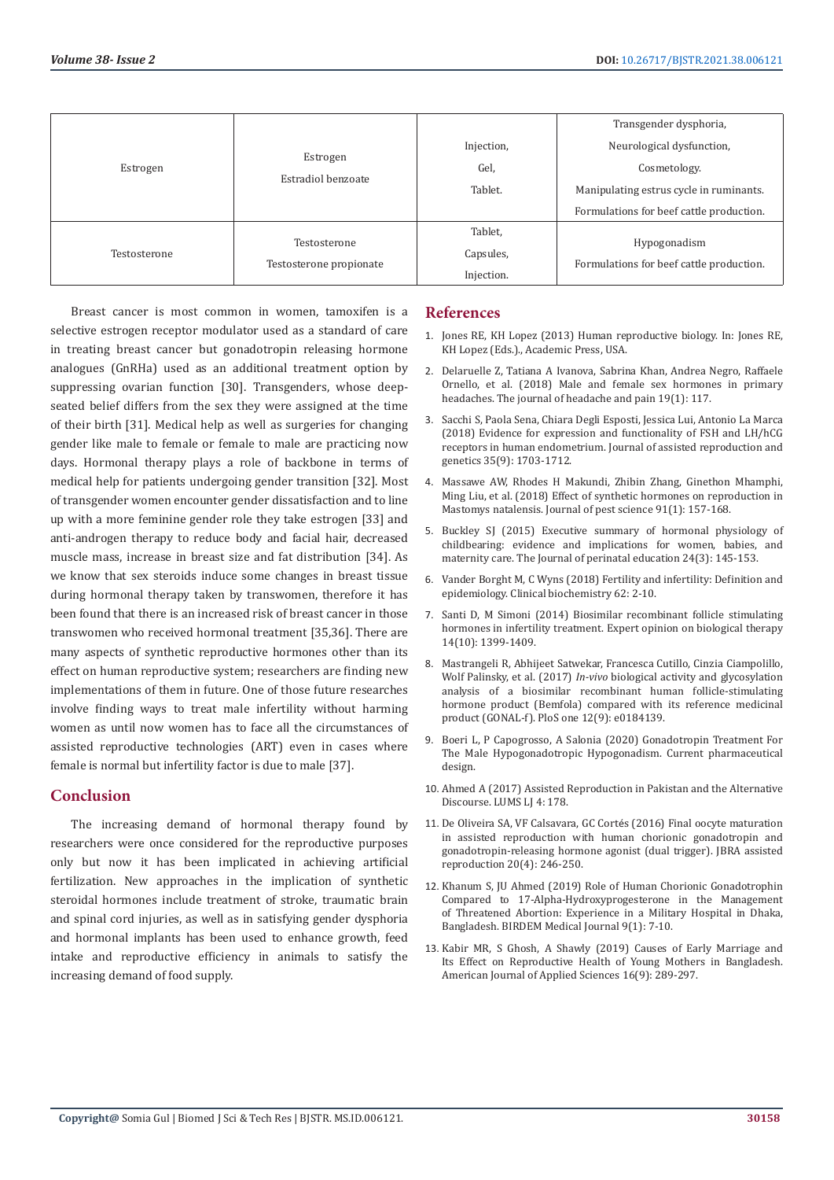| Estrogen | Estrogen<br>Estradiol benzoate | Injection,<br>Gel,<br>Tablet. | Transgender dysphoria,<br>Neurological dysfunction,<br>Cosmetology.<br>Manipulating estrus cycle in ruminants.<br>Formulations for beef cattle production. |
|---|---|---|---|
| Testosterone | Testosterone<br>Testosterone propionate | Tablet,<br>Capsules,<br>Injection. | Hypogonadism<br>Formulations for beef cattle production. |

Breast cancer is most common in women, tamoxifen is a selective estrogen receptor modulator used as a standard of care in treating breast cancer but gonadotropin releasing hormone analogues (GnRHa) used as an additional treatment option by suppressing ovarian function [30]. Transgenders, whose deep-seated belief differs from the sex they were assigned at the time of their birth [31]. Medical help as well as surgeries for changing gender like male to female or female to male are practicing now days. Hormonal therapy plays a role of backbone in terms of medical help for patients undergoing gender transition [32]. Most of transgender women encounter gender dissatisfaction and to line up with a more feminine gender role they take estrogen [33] and anti-androgen therapy to reduce body and facial hair, decreased muscle mass, increase in breast size and fat distribution [34]. As we know that sex steroids induce some changes in breast tissue during hormonal therapy taken by transwomen, therefore it has been found that there is an increased risk of breast cancer in those transwomen who received hormonal treatment [35,36]. There are many aspects of synthetic reproductive hormones other than its effect on human reproductive system; researchers are finding new implementations of them in future. One of those future researches involve finding ways to treat male infertility without harming women as until now women has to face all the circumstances of assisted reproductive technologies (ART) even in cases where female is normal but infertility factor is due to male [37].

## Conclusion

The increasing demand of hormonal therapy found by researchers were once considered for the reproductive purposes only but now it has been implicated in achieving artificial fertilization. New approaches in the implication of synthetic steroidal hormones include treatment of stroke, traumatic brain and spinal cord injuries, as well as in satisfying gender dysphoria and hormonal implants has been used to enhance growth, feed intake and reproductive efficiency in animals to satisfy the increasing demand of food supply.

## References

1. Jones RE, KH Lopez (2013) Human reproductive biology. In: Jones RE, KH Lopez (Eds.)., Academic Press, USA.
2. Delaruelle Z, Tatiana A Ivanova, Sabrina Khan, Andrea Negro, Raffaele Ornello, et al. (2018) Male and female sex hormones in primary headaches. The journal of headache and pain 19(1): 117.
3. Sacchi S, Paola Sena, Chiara Degli Esposti, Jessica Lui, Antonio La Marca (2018) Evidence for expression and functionality of FSH and LH/hCG receptors in human endometrium. Journal of assisted reproduction and genetics 35(9): 1703-1712.
4. Massawe AW, Rhodes H Makundi, Zhibin Zhang, Ginethon Mhamphi, Ming Liu, et al. (2018) Effect of synthetic hormones on reproduction in Mastomys natalensis. Journal of pest science 91(1): 157-168.
5. Buckley SJ (2015) Executive summary of hormonal physiology of childbearing: evidence and implications for women, babies, and maternity care. The Journal of perinatal education 24(3): 145-153.
6. Vander Borght M, C Wyns (2018) Fertility and infertility: Definition and epidemiology. Clinical biochemistry 62: 2-10.
7. Santi D, M Simoni (2014) Biosimilar recombinant follicle stimulating hormones in infertility treatment. Expert opinion on biological therapy 14(10): 1399-1409.
8. Mastrangeli R, Abhijeet Satwekar, Francesca Cutillo, Cinzia Ciampolillo, Wolf Palinsky, et al. (2017) *In-vivo* biological activity and glycosylation analysis of a biosimilar recombinant human follicle-stimulating hormone product (Bemfola) compared with its reference medicinal product (GONAL-f). PloS one 12(9): e0184139.
9. Boeri L, P Capogrosso, A Salonia (2020) Gonadotropin Treatment For The Male Hypogonadotropic Hypogonadism. Current pharmaceutical design.
10. Ahmed A (2017) Assisted Reproduction in Pakistan and the Alternative Discourse. LUMS LJ 4: 178.
11. De Oliveira SA, VF Calsavara, GC Cortés (2016) Final oocyte maturation in assisted reproduction with human chorionic gonadotropin and gonadotropin-releasing hormone agonist (dual trigger). JBRA assisted reproduction 20(4): 246-250.
12. Khanum S, JU Ahmed (2019) Role of Human Chorionic Gonadotrophin Compared to 17-Alpha-Hydroxyprogesterone in the Management of Threatened Abortion: Experience in a Military Hospital in Dhaka, Bangladesh. BIRDEM Medical Journal 9(1): 7-10.
13. Kabir MR, S Ghosh, A Shawly (2019) Causes of Early Marriage and Its Effect on Reproductive Health of Young Mothers in Bangladesh. American Journal of Applied Sciences 16(9): 289-297.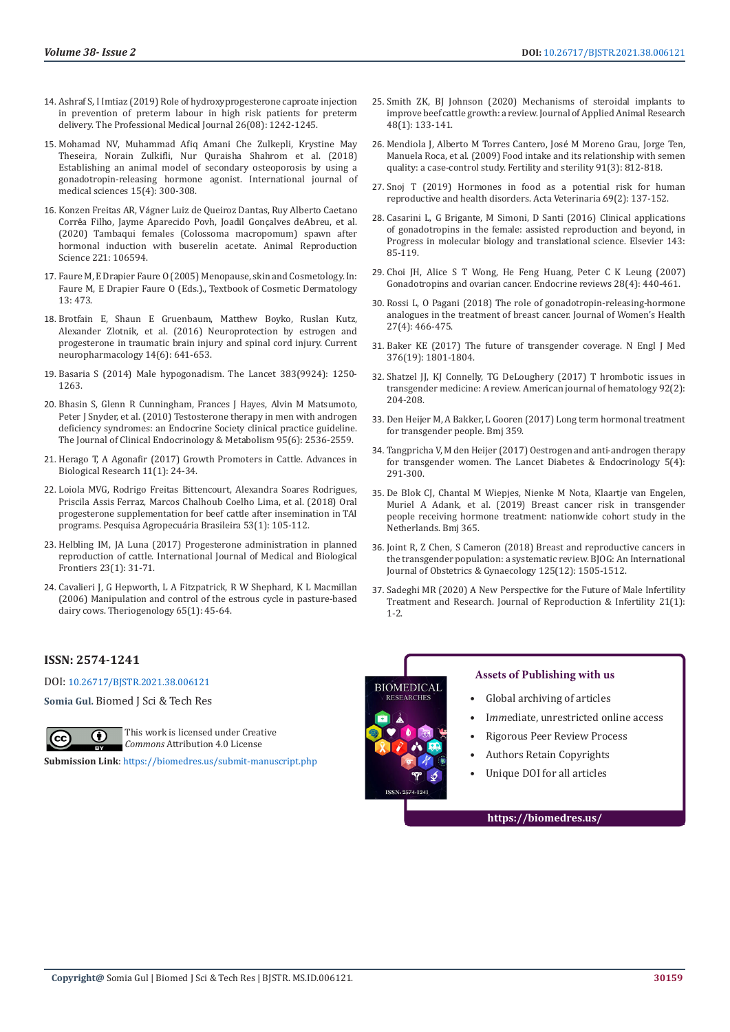14. Ashraf S, I Imtiaz (2019) Role of hydroxyprogesterone caproate injection in prevention of preterm labour in high risk patients for preterm delivery. The Professional Medical Journal 26(08): 1242-1245.
15. Mohamad NV, Muhammad Afiq Amani Che Zulkepli, Krystine May Theseira, Norain Zulkifli, Nur Quraisha Shahrom et al. (2018) Establishing an animal model of secondary osteoporosis by using a gonadotropin-releasing hormone agonist. International journal of medical sciences 15(4): 300-308.
16. Konzen Freitas AR, Vágner Luiz de Queiroz Dantas, Ruy Alberto Caetano Corrêa Filho, Jayme Aparecido Povh, Joadil Gonçalves deAbreu, et al. (2020) Tambaqui females (Colossoma macropomum) spawn after hormonal induction with buserelin acetate. Animal Reproduction Science 221: 106594.
17. Faure M, E Drapier Faure O (2005) Menopause, skin and Cosmetology. In: Faure M, E Drapier Faure O (Eds.)., Textbook of Cosmetic Dermatology 13: 473.
18. Brotfain E, Shaun E Gruenbaum, Matthew Boyko, Ruslan Kutz, Alexander Zlotnik, et al. (2016) Neuroprotection by estrogen and progesterone in traumatic brain injury and spinal cord injury. Current neuropharmacology 14(6): 641-653.
19. Basaria S (2014) Male hypogonadism. The Lancet 383(9924): 1250-1263.
20. Bhasin S, Glenn R Cunningham, Frances J Hayes, Alvin M Matsumoto, Peter J Snyder, et al. (2010) Testosterone therapy in men with androgen deficiency syndromes: an Endocrine Society clinical practice guideline. The Journal of Clinical Endocrinology & Metabolism 95(6): 2536-2559.
21. Herago T, A Agonafir (2017) Growth Promoters in Cattle. Advances in Biological Research 11(1): 24-34.
22. Loiola MVG, Rodrigo Freitas Bittencourt, Alexandra Soares Rodrigues, Priscila Assis Ferraz, Marcos Chalhoub Coelho Lima, et al. (2018) Oral progesterone supplementation for beef cattle after insemination in TAI programs. Pesquisa Agropecuária Brasileira 53(1): 105-112.
23. Helbling IM, JA Luna (2017) Progesterone administration in planned reproduction of cattle. International Journal of Medical and Biological Frontiers 23(1): 31-71.
24. Cavalieri J, G Hepworth, L A Fitzpatrick, R W Shephard, K L Macmillan (2006) Manipulation and control of the estrous cycle in pasture-based dairy cows. Theriogenology 65(1): 45-64.
25. Smith ZK, BJ Johnson (2020) Mechanisms of steroidal implants to improve beef cattle growth: a review. Journal of Applied Animal Research 48(1): 133-141.
26. Mendiola J, Alberto M Torres Cantero, José M Moreno Grau, Jorge Ten, Manuela Roca, et al. (2009) Food intake and its relationship with semen quality: a case-control study. Fertility and sterility 91(3): 812-818.
27. Snoj T (2019) Hormones in food as a potential risk for human reproductive and health disorders. Acta Veterinaria 69(2): 137-152.
28. Casarini L, G Brigante, M Simoni, D Santi (2016) Clinical applications of gonadotropins in the female: assisted reproduction and beyond, in Progress in molecular biology and translational science. Elsevier 143: 85-119.
29. Choi JH, Alice S T Wong, He Feng Huang, Peter C K Leung (2007) Gonadotropins and ovarian cancer. Endocrine reviews 28(4): 440-461.
30. Rossi L, O Pagani (2018) The role of gonadotropin-releasing-hormone analogues in the treatment of breast cancer. Journal of Women's Health 27(4): 466-475.
31. Baker KE (2017) The future of transgender coverage. N Engl J Med 376(19): 1801-1804.
32. Shatzel JJ, KJ Connelly, TG DeLoughery (2017) T hrombotic issues in transgender medicine: A review. American journal of hematology 92(2): 204-208.
33. Den Heijer M, A Bakker, L Gooren (2017) Long term hormonal treatment for transgender people. Bmj 359.
34. Tangpricha V, M den Heijer (2017) Oestrogen and anti-androgen therapy for transgender women. The Lancet Diabetes & Endocrinology 5(4): 291-300.
35. De Blok CJ, Chantal M Wiepjes, Nienke M Nota, Klaartje van Engelen, Muriel A Adank, et al. (2019) Breast cancer risk in transgender people receiving hormone treatment: nationwide cohort study in the Netherlands. Bmj 365.
36. Joint R, Z Chen, S Cameron (2018) Breast and reproductive cancers in the transgender population: a systematic review. BJOG: An International Journal of Obstetrics & Gynaecology 125(12): 1505-1512.
37. Sadeghi MR (2020) A New Perspective for the Future of Male Infertility Treatment and Research. Journal of Reproduction & Infertility 21(1): 1-2.

**ISSN: 2574-1241**

DOI: 10.26717/BJSTR.2021.38.006121

**Somia Gul.** Biomed J Sci & Tech Res

This work is licensed under Creative *Commons* Attribution 4.0 License

**Submission Link**: https://biomedres.us/submit-manuscript.php

**Assets of Publishing with us**

- Global archiving of articles
- Immediate, unrestricted online access
- Rigorous Peer Review Process
- Authors Retain Copyrights
- Unique DOI for all articles

**https://biomedres.us/**